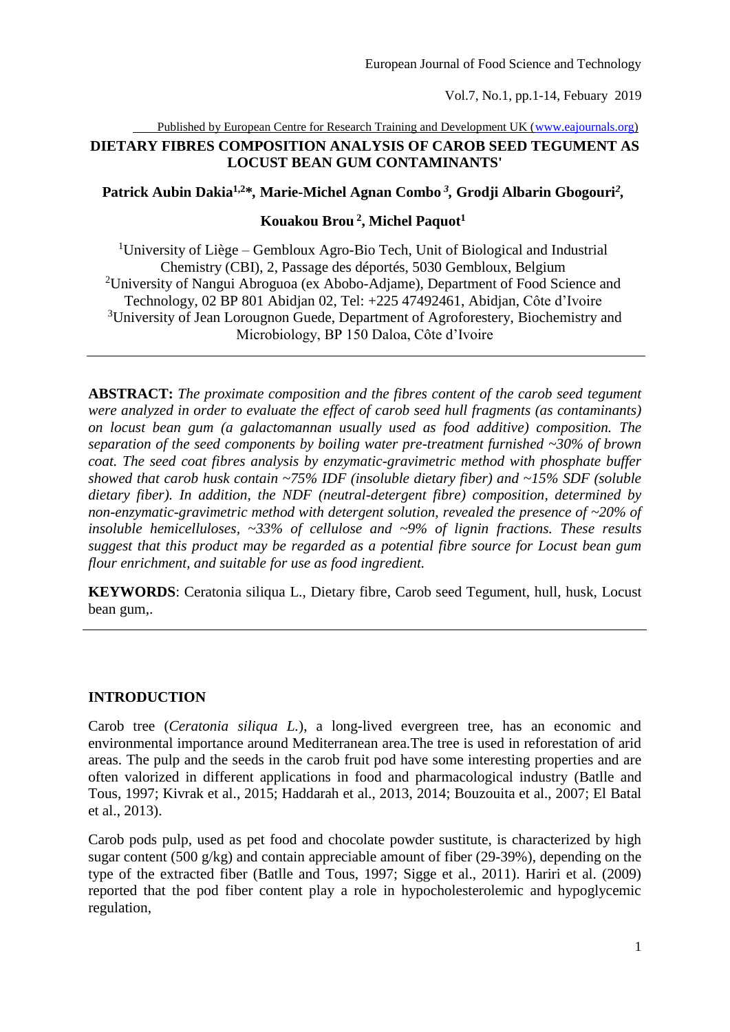# DIETARY FIBRES COMPOSITION ANALYSIS OF CAROB SEED TEGUMENT AS LOCUST BEAN GUM CONTAMINANTS'

**Patrick Aubin Dakia[1,2]\*, Marie-Michel Agnan Combo[3], Grodji Albarin Gbogouri[2], Kouakou Brou[2], Michel Paquot[1]**

[1]University of Liège – Gembloux Agro-Bio Tech, Unit of Biological and Industrial Chemistry (CBI), 2, Passage des déportés, 5030 Gembloux, Belgium
[2]University of Nangui Abroguoa (ex Abobo-Adjame), Department of Food Science and Technology, 02 BP 801 Abidjan 02, Tel: +225 47492461, Abidjan, Côte d'Ivoire
[3]University of Jean Lorougnon Guede, Department of Agroforestery, Biochemistry and Microbiology, BP 150 Daloa, Côte d'Ivoire

---

**ABSTRACT:** *The proximate composition and the fibres content of the carob seed tegument were analyzed in order to evaluate the effect of carob seed hull fragments (as contaminants) on locust bean gum (a galactomannan usually used as food additive) composition. The separation of the seed components by boiling water pre-treatment furnished ~30% of brown coat. The seed coat fibres analysis by enzymatic-gravimetric method with phosphate buffer showed that carob husk contain ~75% IDF (insoluble dietary fiber) and ~15% SDF (soluble dietary fiber). In addition, the NDF (neutral-detergent fibre) composition, determined by non-enzymatic-gravimetric method with detergent solution, revealed the presence of ~20% of insoluble hemicelluloses, ~33% of cellulose and ~9% of lignin fractions. These results suggest that this product may be regarded as a potential fibre source for Locust bean gum flour enrichment, and suitable for use as food ingredient.*

**KEYWORDS**: Ceratonia siliqua L., Dietary fibre, Carob seed Tegument, hull, husk, Locust bean gum,.

---

## INTRODUCTION

Carob tree (*Ceratonia siliqua L.*), a long-lived evergreen tree, has an economic and environmental importance around Mediterranean area.The tree is used in reforestation of arid areas. The pulp and the seeds in the carob fruit pod have some interesting properties and are often valorized in different applications in food and pharmacological industry (Batlle and Tous, 1997; Kivrak et al., 2015; Haddarah et al., 2013, 2014; Bouzouita et al., 2007; El Batal et al., 2013).

Carob pods pulp, used as pet food and chocolate powder sustitute, is characterized by high sugar content (500 g/kg) and contain appreciable amount of fiber (29-39%), depending on the type of the extracted fiber (Batlle and Tous, 1997; Sigge et al., 2011). Hariri et al. (2009) reported that the pod fiber content play a role in hypocholesterolemic and hypoglycemic regulation,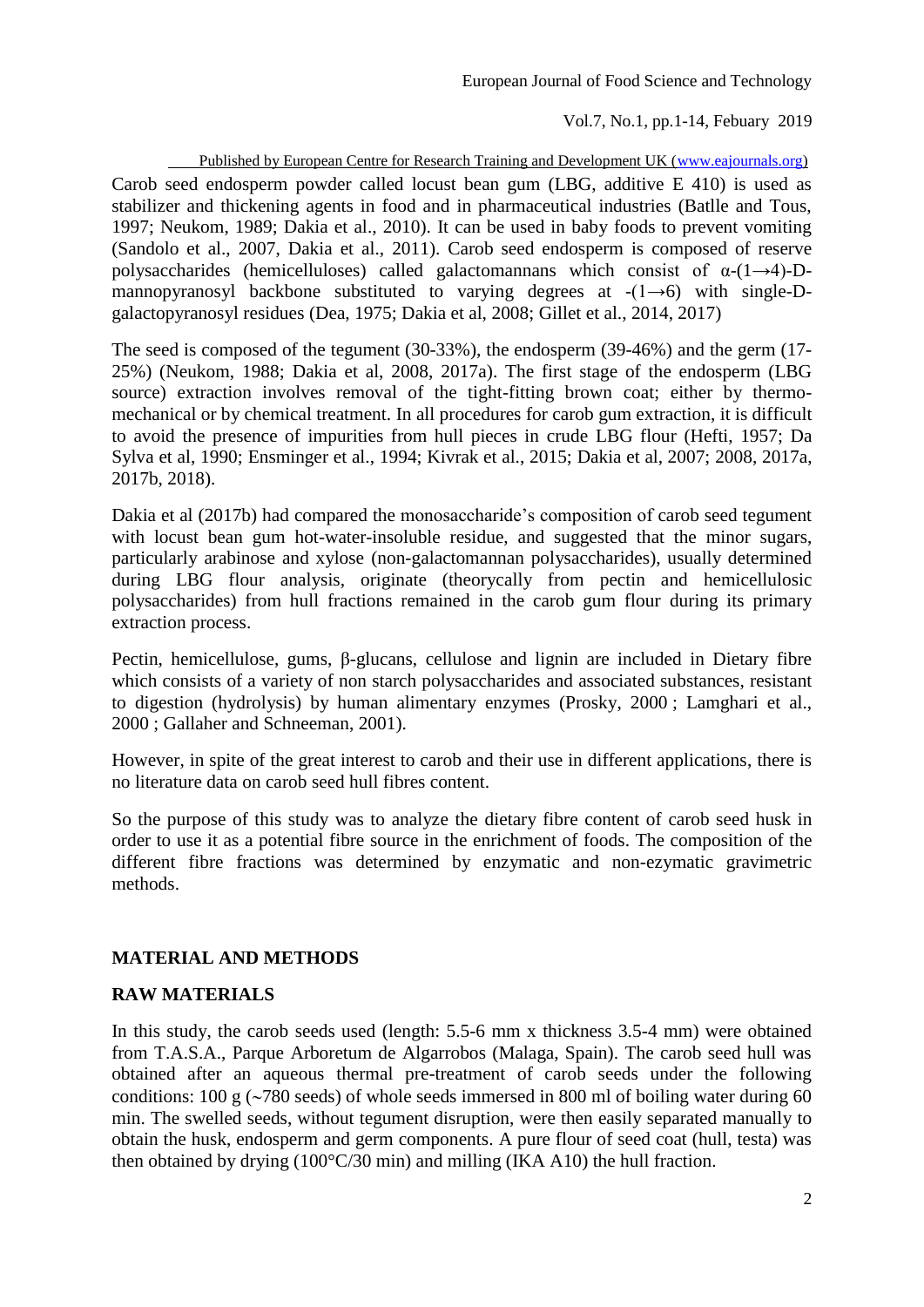Carob seed endosperm powder called locust bean gum (LBG, additive E 410) is used as stabilizer and thickening agents in food and in pharmaceutical industries (Batlle and Tous, 1997; Neukom, 1989; Dakia et al., 2010). It can be used in baby foods to prevent vomiting (Sandolo et al., 2007, Dakia et al., 2011). Carob seed endosperm is composed of reserve polysaccharides (hemicelluloses) called galactomannans which consist of α-(1→4)-D-mannopyranosyl backbone substituted to varying degrees at -(1→6) with single-D-galactopyranosyl residues (Dea, 1975; Dakia et al, 2008; Gillet et al., 2014, 2017)

The seed is composed of the tegument (30-33%), the endosperm (39-46%) and the germ (17-25%) (Neukom, 1988; Dakia et al, 2008, 2017a). The first stage of the endosperm (LBG source) extraction involves removal of the tight-fitting brown coat; either by thermo-mechanical or by chemical treatment. In all procedures for carob gum extraction, it is difficult to avoid the presence of impurities from hull pieces in crude LBG flour (Hefti, 1957; Da Sylva et al, 1990; Ensminger et al., 1994; Kivrak et al., 2015; Dakia et al, 2007; 2008, 2017a, 2017b, 2018).

Dakia et al (2017b) had compared the monosaccharide's composition of carob seed tegument with locust bean gum hot-water-insoluble residue, and suggested that the minor sugars, particularly arabinose and xylose (non-galactomannan polysaccharides), usually determined during LBG flour analysis, originate (theorycally from pectin and hemicellulosic polysaccharides) from hull fractions remained in the carob gum flour during its primary extraction process.

Pectin, hemicellulose, gums, β-glucans, cellulose and lignin are included in Dietary fibre which consists of a variety of non starch polysaccharides and associated substances, resistant to digestion (hydrolysis) by human alimentary enzymes (Prosky, 2000 ; Lamghari et al., 2000 ; Gallaher and Schneeman, 2001).

However, in spite of the great interest to carob and their use in different applications, there is no literature data on carob seed hull fibres content.

So the purpose of this study was to analyze the dietary fibre content of carob seed husk in order to use it as a potential fibre source in the enrichment of foods. The composition of the different fibre fractions was determined by enzymatic and non-ezymatic gravimetric methods.

## MATERIAL AND METHODS

### RAW MATERIALS

In this study, the carob seeds used (length: 5.5-6 mm x thickness 3.5-4 mm) were obtained from T.A.S.A., Parque Arboretum de Algarrobos (Malaga, Spain). The carob seed hull was obtained after an aqueous thermal pre-treatment of carob seeds under the following conditions: 100 g (~780 seeds) of whole seeds immersed in 800 ml of boiling water during 60 min. The swelled seeds, without tegument disruption, were then easily separated manually to obtain the husk, endosperm and germ components. A pure flour of seed coat (hull, testa) was then obtained by drying (100°C/30 min) and milling (IKA A10) the hull fraction.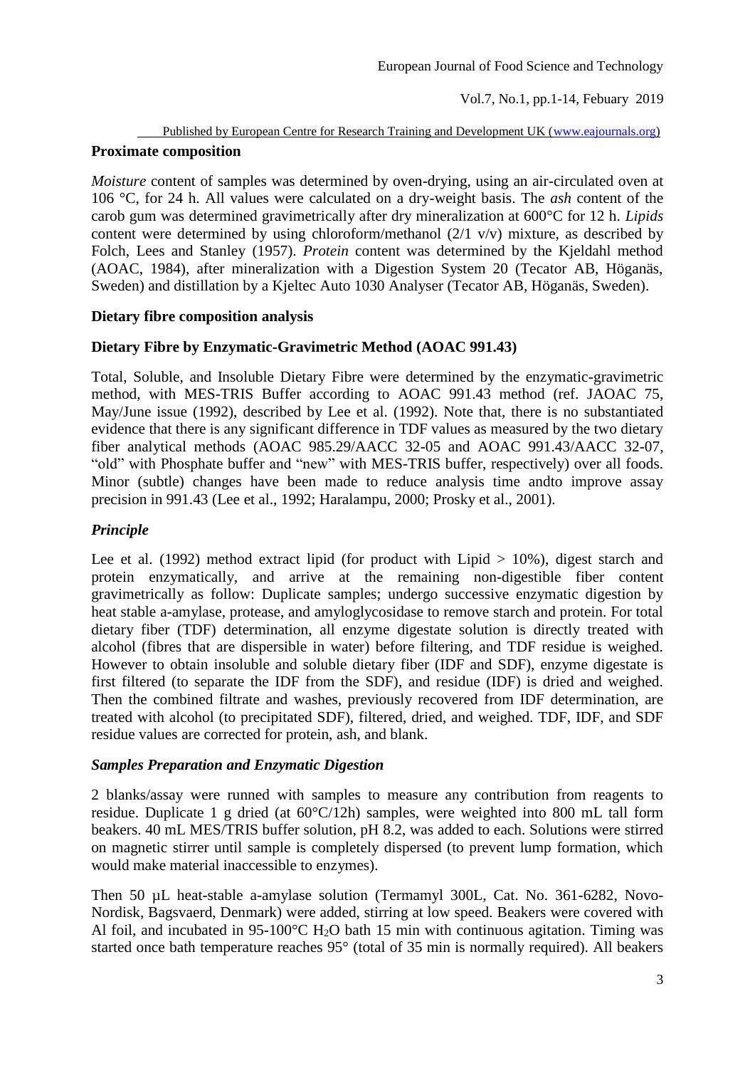### Proximate composition

*Moisture* content of samples was determined by oven-drying, using an air-circulated oven at 106 °C, for 24 h. All values were calculated on a dry-weight basis. The *ash* content of the carob gum was determined gravimetrically after dry mineralization at 600°C for 12 h. *Lipids* content were determined by using chloroform/methanol (2/1 v/v) mixture, as described by Folch, Lees and Stanley (1957). *Protein* content was determined by the Kjeldahl method (AOAC, 1984), after mineralization with a Digestion System 20 (Tecator AB, Höganäs, Sweden) and distillation by a Kjeltec Auto 1030 Analyser (Tecator AB, Höganäs, Sweden).

### Dietary fibre composition analysis

### Dietary Fibre by Enzymatic-Gravimetric Method (AOAC 991.43)

Total, Soluble, and Insoluble Dietary Fibre were determined by the enzymatic-gravimetric method, with MES-TRIS Buffer according to AOAC 991.43 method (ref. JAOAC 75, May/June issue (1992), described by Lee et al. (1992). Note that, there is no substantiated evidence that there is any significant difference in TDF values as measured by the two dietary fiber analytical methods (AOAC 985.29/AACC 32-05 and AOAC 991.43/AACC 32-07, "old" with Phosphate buffer and "new" with MES-TRIS buffer, respectively) over all foods. Minor (subtle) changes have been made to reduce analysis time andto improve assay precision in 991.43 (Lee et al., 1992; Haralampu, 2000; Prosky et al., 2001).

#### *Principle*

Lee et al. (1992) method extract lipid (for product with Lipid > 10%), digest starch and protein enzymatically, and arrive at the remaining non-digestible fiber content gravimetrically as follow: Duplicate samples; undergo successive enzymatic digestion by heat stable a-amylase, protease, and amyloglycosidase to remove starch and protein. For total dietary fiber (TDF) determination, all enzyme digestate solution is directly treated with alcohol (fibres that are dispersible in water) before filtering, and TDF residue is weighed. However to obtain insoluble and soluble dietary fiber (IDF and SDF), enzyme digestate is first filtered (to separate the IDF from the SDF), and residue (IDF) is dried and weighed. Then the combined filtrate and washes, previously recovered from IDF determination, are treated with alcohol (to precipitated SDF), filtered, dried, and weighed. TDF, IDF, and SDF residue values are corrected for protein, ash, and blank.

#### *Samples Preparation and Enzymatic Digestion*

2 blanks/assay were runned with samples to measure any contribution from reagents to residue. Duplicate 1 g dried (at 60°C/12h) samples, were weighted into 800 mL tall form beakers. 40 mL MES/TRIS buffer solution, pH 8.2, was added to each. Solutions were stirred on magnetic stirrer until sample is completely dispersed (to prevent lump formation, which would make material inaccessible to enzymes).

Then 50 µL heat-stable a-amylase solution (Termamyl 300L, Cat. No. 361-6282, Novo-Nordisk, Bagsvaerd, Denmark) were added, stirring at low speed. Beakers were covered with Al foil, and incubated in 95-100°C $H_2O$ bath 15 min with continuous agitation. Timing was started once bath temperature reaches 95° (total of 35 min is normally required). All beakers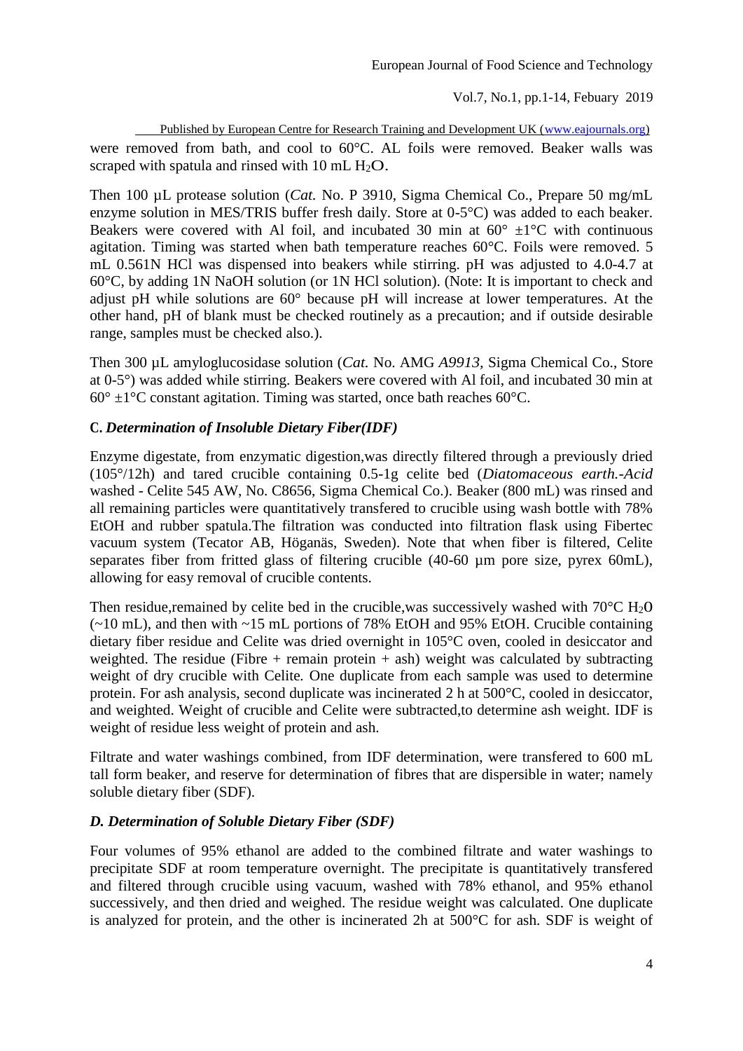were removed from bath, and cool to 60°C. AL foils were removed. Beaker walls was scraped with spatula and rinsed with 10 mL $H_2O$.

Then 100 µL protease solution (*Cat.* No. P 3910, Sigma Chemical Co., Prepare 50 mg/mL enzyme solution in MES/TRIS buffer fresh daily. Store at 0-5°C) was added to each beaker. Beakers were covered with Al foil, and incubated 30 min at 60° ±1°C with continuous agitation. Timing was started when bath temperature reaches 60°C. Foils were removed. 5 mL 0.561N HCl was dispensed into beakers while stirring. pH was adjusted to 4.0-4.7 at 60°C, by adding 1N NaOH solution (or 1N HCl solution). (Note: It is important to check and adjust pH while solutions are 60° because pH will increase at lower temperatures. At the other hand, pH of blank must be checked routinely as a precaution; and if outside desirable range, samples must be checked also.).

Then 300 µL amyloglucosidase solution (*Cat.* No. AMG *A9913*, Sigma Chemical Co., Store at 0-5°) was added while stirring. Beakers were covered with Al foil, and incubated 30 min at 60° ±1°C constant agitation. Timing was started, once bath reaches 60°C.

### C. *Determination of Insoluble Dietary Fiber(IDF)*

Enzyme digestate, from enzymatic digestion,was directly filtered through a previously dried (105°/12h) and tared crucible containing 0.5-1g celite bed (*Diatomaceous earth.-Acid* washed - Celite 545 AW, No. C8656, Sigma Chemical Co.). Beaker (800 mL) was rinsed and all remaining particles were quantitatively transfered to crucible using wash bottle with 78% EtOH and rubber spatula.The filtration was conducted into filtration flask using Fibertec vacuum system (Tecator AB, Höganäs, Sweden). Note that when fiber is filtered, Celite separates fiber from fritted glass of filtering crucible (40-60 µm pore size, pyrex 60mL), allowing for easy removal of crucible contents.

Then residue,remained by celite bed in the crucible,was successively washed with 70°C $H_2O$ (~10 mL), and then with ~15 mL portions of 78% EtOH and 95% EtOH. Crucible containing dietary fiber residue and Celite was dried overnight in 105°C oven, cooled in desiccator and weighted. The residue (Fibre + remain protein + ash) weight was calculated by subtracting weight of dry crucible with Celite. One duplicate from each sample was used to determine protein. For ash analysis, second duplicate was incinerated 2 h at 500°C, cooled in desiccator, and weighted. Weight of crucible and Celite were subtracted,to determine ash weight. IDF is weight of residue less weight of protein and ash.

Filtrate and water washings combined, from IDF determination, were transfered to 600 mL tall form beaker, and reserve for determination of fibres that are dispersible in water; namely soluble dietary fiber (SDF).

### *D. Determination of Soluble Dietary Fiber (SDF)*

Four volumes of 95% ethanol are added to the combined filtrate and water washings to precipitate SDF at room temperature overnight. The precipitate is quantitatively transfered and filtered through crucible using vacuum, washed with 78% ethanol, and 95% ethanol successively, and then dried and weighed. The residue weight was calculated. One duplicate is analyzed for protein, and the other is incinerated 2h at 500°C for ash. SDF is weight of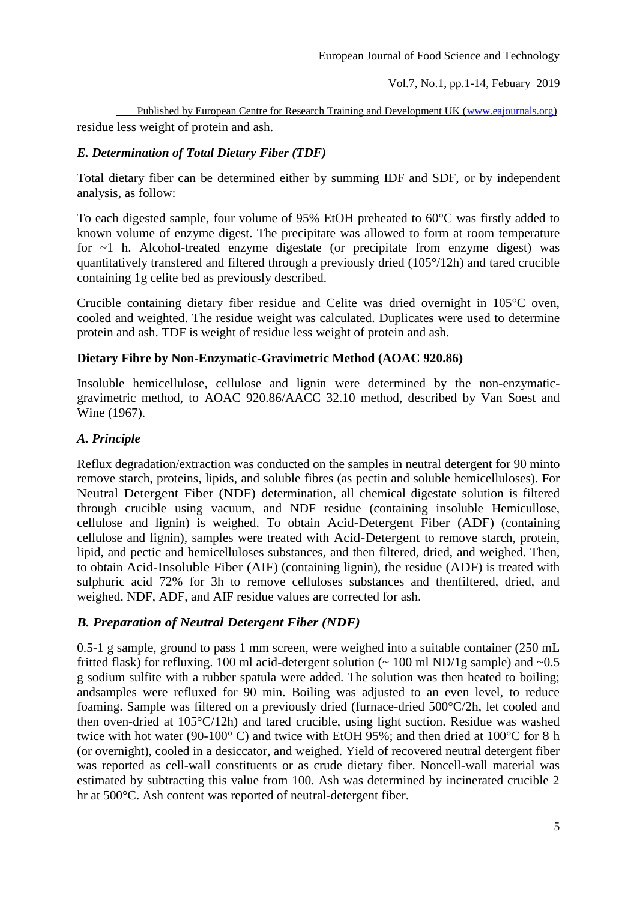residue less weight of protein and ash.

### *E. Determination of Total Dietary Fiber (TDF)*

Total dietary fiber can be determined either by summing IDF and SDF, or by independent analysis, as follow:

To each digested sample, four volume of 95% EtOH preheated to 60°C was firstly added to known volume of enzyme digest. The precipitate was allowed to form at room temperature for ~1 h. Alcohol-treated enzyme digestate (or precipitate from enzyme digest) was quantitatively transfered and filtered through a previously dried (105°/12h) and tared crucible containing 1g celite bed as previously described.

Crucible containing dietary fiber residue and Celite was dried overnight in 105°C oven, cooled and weighted. The residue weight was calculated. Duplicates were used to determine protein and ash. TDF is weight of residue less weight of protein and ash.

## **Dietary Fibre by Non-Enzymatic-Gravimetric Method (AOAC 920.86)**

Insoluble hemicellulose, cellulose and lignin were determined by the non-enzymatic-gravimetric method, to AOAC 920.86/AACC 32.10 method, described by Van Soest and Wine (1967).

### *A. Principle*

Reflux degradation/extraction was conducted on the samples in neutral detergent for 90 minto remove starch, proteins, lipids, and soluble fibres (as pectin and soluble hemicelluloses). For Neutral Detergent Fiber (NDF) determination, all chemical digestate solution is filtered through crucible using vacuum, and NDF residue (containing insoluble Hemicullose, cellulose and lignin) is weighed. To obtain Acid-Detergent Fiber (ADF) (containing cellulose and lignin), samples were treated with Acid-Detergent to remove starch, protein, lipid, and pectic and hemicelluloses substances, and then filtered, dried, and weighed. Then, to obtain Acid-Insoluble Fiber (AIF) (containing lignin), the residue (ADF) is treated with sulphuric acid 72% for 3h to remove celluloses substances and thenfiltered, dried, and weighed. NDF, ADF, and AIF residue values are corrected for ash.

### *B. Preparation of Neutral Detergent Fiber (NDF)*

0.5-1 g sample, ground to pass 1 mm screen, were weighed into a suitable container (250 mL fritted flask) for refluxing. 100 ml acid-detergent solution (~ 100 ml ND/1g sample) and ~0.5 g sodium sulfite with a rubber spatula were added. The solution was then heated to boiling; andsamples were refluxed for 90 min. Boiling was adjusted to an even level, to reduce foaming. Sample was filtered on a previously dried (furnace-dried 500°C/2h, let cooled and then oven-dried at 105°C/12h) and tared crucible, using light suction. Residue was washed twice with hot water (90-100° C) and twice with EtOH 95%; and then dried at 100°C for 8 h (or overnight), cooled in a desiccator, and weighed. Yield of recovered neutral detergent fiber was reported as cell-wall constituents or as crude dietary fiber. Noncell-wall material was estimated by subtracting this value from 100. Ash was determined by incinerated crucible 2 hr at 500°C. Ash content was reported of neutral-detergent fiber.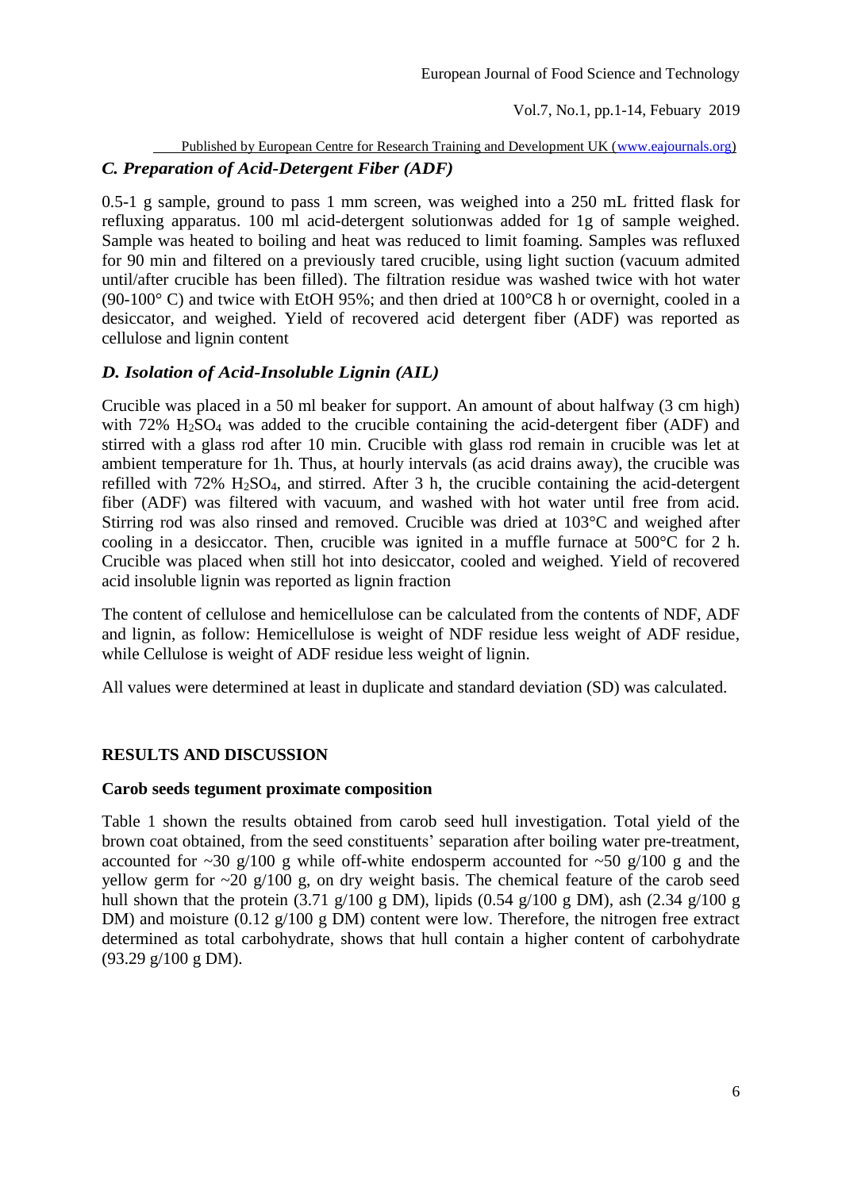### *C. Preparation of Acid-Detergent Fiber (ADF)*

0.5-1 g sample, ground to pass 1 mm screen, was weighed into a 250 mL fritted flask for refluxing apparatus. 100 ml acid-detergent solutionwas added for 1g of sample weighed. Sample was heated to boiling and heat was reduced to limit foaming. Samples was refluxed for 90 min and filtered on a previously tared crucible, using light suction (vacuum admited until/after crucible has been filled). The filtration residue was washed twice with hot water (90-100° C) and twice with EtOH 95%; and then dried at 100°C8 h or overnight, cooled in a desiccator, and weighed. Yield of recovered acid detergent fiber (ADF) was reported as cellulose and lignin content

### *D. Isolation of Acid-Insoluble Lignin (AIL)*

Crucible was placed in a 50 ml beaker for support. An amount of about halfway (3 cm high) with 72% $H_2SO_4$ was added to the crucible containing the acid-detergent fiber (ADF) and stirred with a glass rod after 10 min. Crucible with glass rod remain in crucible was let at ambient temperature for 1h. Thus, at hourly intervals (as acid drains away), the crucible was refilled with 72% $H_2SO_4$, and stirred. After 3 h, the crucible containing the acid-detergent fiber (ADF) was filtered with vacuum, and washed with hot water until free from acid. Stirring rod was also rinsed and removed. Crucible was dried at 103°C and weighed after cooling in a desiccator. Then, crucible was ignited in a muffle furnace at 500°C for 2 h. Crucible was placed when still hot into desiccator, cooled and weighed. Yield of recovered acid insoluble lignin was reported as lignin fraction

The content of cellulose and hemicellulose can be calculated from the contents of NDF, ADF and lignin, as follow: Hemicellulose is weight of NDF residue less weight of ADF residue, while Cellulose is weight of ADF residue less weight of lignin.

All values were determined at least in duplicate and standard deviation (SD) was calculated.

## RESULTS AND DISCUSSION

### Carob seeds tegument proximate composition

Table 1 shown the results obtained from carob seed hull investigation. Total yield of the brown coat obtained, from the seed constituents' separation after boiling water pre-treatment, accounted for ~30 g/100 g while off-white endosperm accounted for ~50 g/100 g and the yellow germ for ~20 g/100 g, on dry weight basis. The chemical feature of the carob seed hull shown that the protein (3.71 g/100 g DM), lipids (0.54 g/100 g DM), ash (2.34 g/100 g DM) and moisture (0.12 g/100 g DM) content were low. Therefore, the nitrogen free extract determined as total carbohydrate, shows that hull contain a higher content of carbohydrate (93.29 g/100 g DM).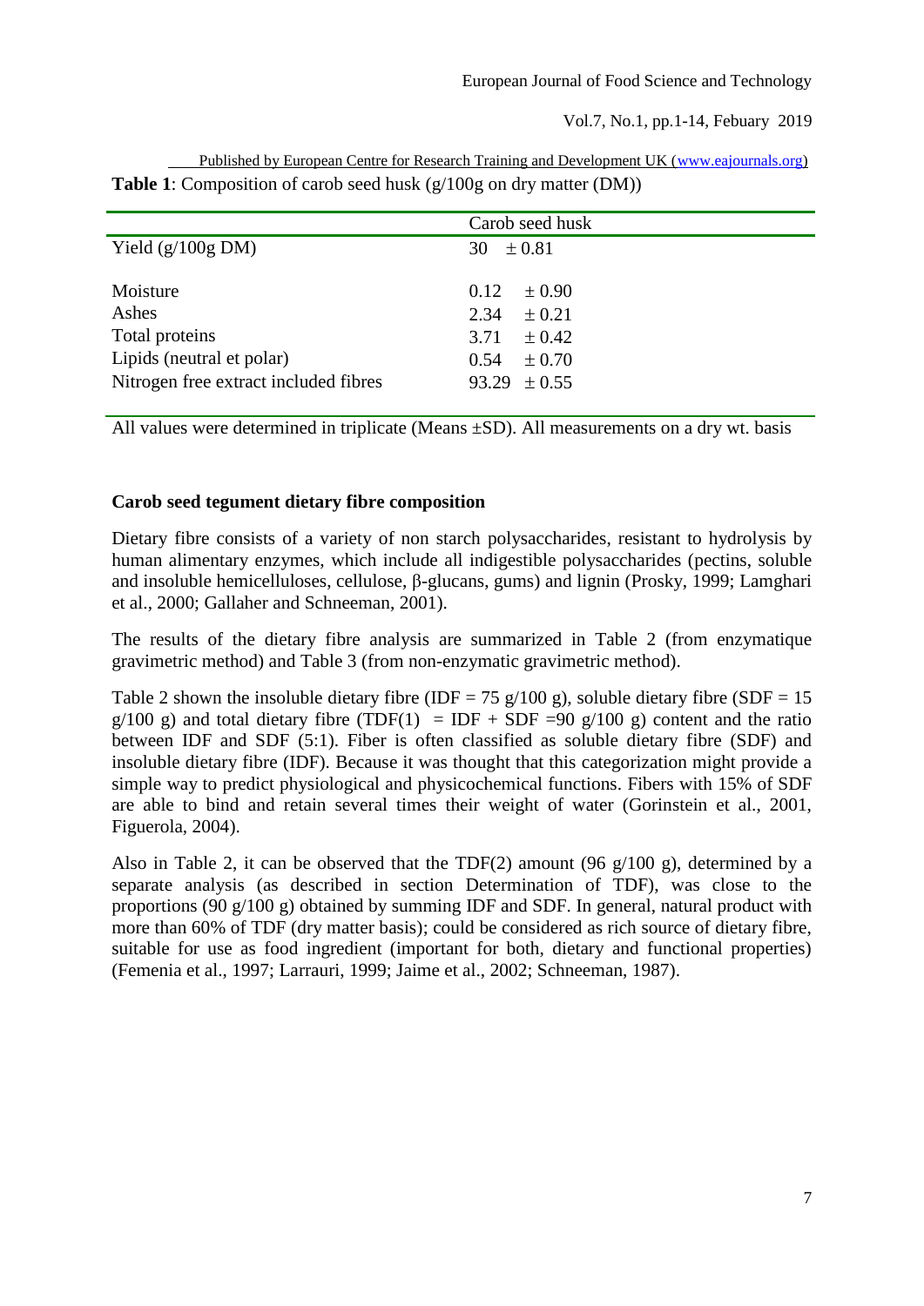**Table 1**: Composition of carob seed husk (g/100g on dry matter (DM))

| | Carob seed husk |
|---|---|
| Yield (g/100g DM) | 30 ± 0.81 |
| Moisture | 0.12 ± 0.90 |
| Ashes | 2.34 ± 0.21 |
| Total proteins | 3.71 ± 0.42 |
| Lipids (neutral et polar) | 0.54 ± 0.70 |
| Nitrogen free extract included fibres | 93.29 ± 0.55 |

All values were determined in triplicate (Means ±SD). All measurements on a dry wt. basis

### Carob seed tegument dietary fibre composition

Dietary fibre consists of a variety of non starch polysaccharides, resistant to hydrolysis by human alimentary enzymes, which include all indigestible polysaccharides (pectins, soluble and insoluble hemicelluloses, cellulose, β-glucans, gums) and lignin (Prosky, 1999; Lamghari et al., 2000; Gallaher and Schneeman, 2001).

The results of the dietary fibre analysis are summarized in Table 2 (from enzymatique gravimetric method) and Table 3 (from non-enzymatic gravimetric method).

Table 2 shown the insoluble dietary fibre (IDF = 75 g/100 g), soluble dietary fibre (SDF = 15 g/100 g) and total dietary fibre (TDF(1) = IDF + SDF =90 g/100 g) content and the ratio between IDF and SDF (5:1). Fiber is often classified as soluble dietary fibre (SDF) and insoluble dietary fibre (IDF). Because it was thought that this categorization might provide a simple way to predict physiological and physicochemical functions. Fibers with 15% of SDF are able to bind and retain several times their weight of water (Gorinstein et al., 2001, Figuerola, 2004).

Also in Table 2, it can be observed that the TDF(2) amount (96 g/100 g), determined by a separate analysis (as described in section Determination of TDF), was close to the proportions (90 g/100 g) obtained by summing IDF and SDF. In general, natural product with more than 60% of TDF (dry matter basis); could be considered as rich source of dietary fibre, suitable for use as food ingredient (important for both, dietary and functional properties) (Femenia et al., 1997; Larrauri, 1999; Jaime et al., 2002; Schneeman, 1987).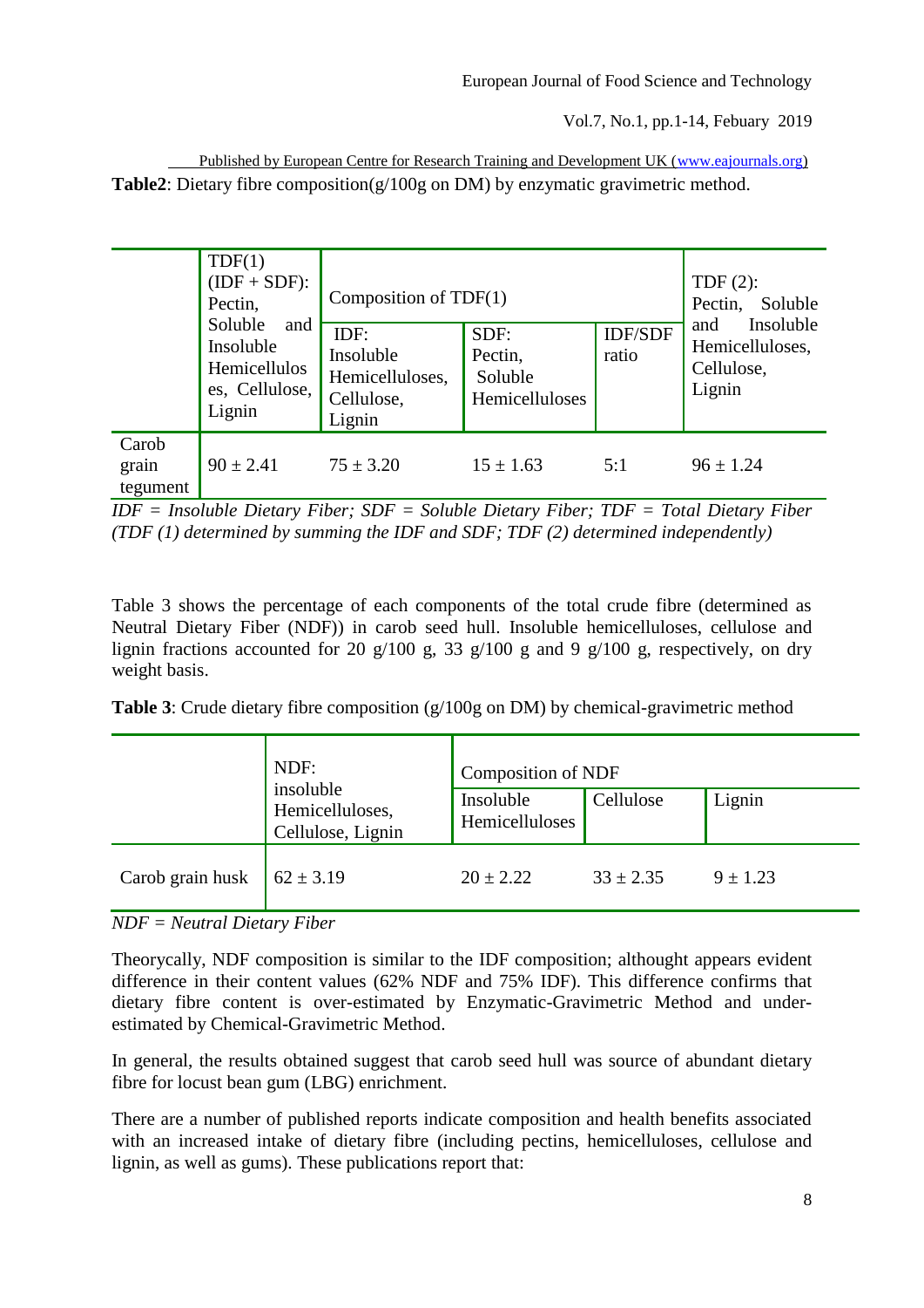**Table2**: Dietary fibre composition(g/100g on DM) by enzymatic gravimetric method.

| | TDF(1) (IDF + SDF): Pectin, Soluble and Insoluble Hemicelluloses, Cellulose, Lignin | Composition of TDF(1) | | | TDF (2): Pectin, Soluble and Insoluble Hemicelluloses, Cellulose, Lignin |
|---|---|---|---|---|---|
| | | IDF: Insoluble Hemicelluloses, Cellulose, Lignin | SDF: Pectin, Soluble Hemicelluloses | IDF/SDF ratio | |
| Carob grain tegument | 90 ± 2.41 | 75 ± 3.20 | 15 ± 1.63 | 5:1 | 96 ± 1.24 |

*IDF = Insoluble Dietary Fiber; SDF = Soluble Dietary Fiber; TDF = Total Dietary Fiber (TDF (1) determined by summing the IDF and SDF; TDF (2) determined independently)*

Table 3 shows the percentage of each components of the total crude fibre (determined as Neutral Dietary Fiber (NDF)) in carob seed hull. Insoluble hemicelluloses, cellulose and lignin fractions accounted for 20 g/100 g, 33 g/100 g and 9 g/100 g, respectively, on dry weight basis.

**Table 3**: Crude dietary fibre composition (g/100g on DM) by chemical-gravimetric method

| | NDF: insoluble Hemicelluloses, Cellulose, Lignin | Composition of NDF | | |
|---|---|---|---|---|
| | | Insoluble Hemicelluloses | Cellulose | Lignin |
| Carob grain husk | 62 ± 3.19 | 20 ± 2.22 | 33 ± 2.35 | 9 ± 1.23 |

*NDF = Neutral Dietary Fiber*

Theorycally, NDF composition is similar to the IDF composition; althought appears evident difference in their content values (62% NDF and 75% IDF). This difference confirms that dietary fibre content is over-estimated by Enzymatic-Gravimetric Method and under-estimated by Chemical-Gravimetric Method.

In general, the results obtained suggest that carob seed hull was source of abundant dietary fibre for locust bean gum (LBG) enrichment.

There are a number of published reports indicate composition and health benefits associated with an increased intake of dietary fibre (including pectins, hemicelluloses, cellulose and lignin, as well as gums). These publications report that: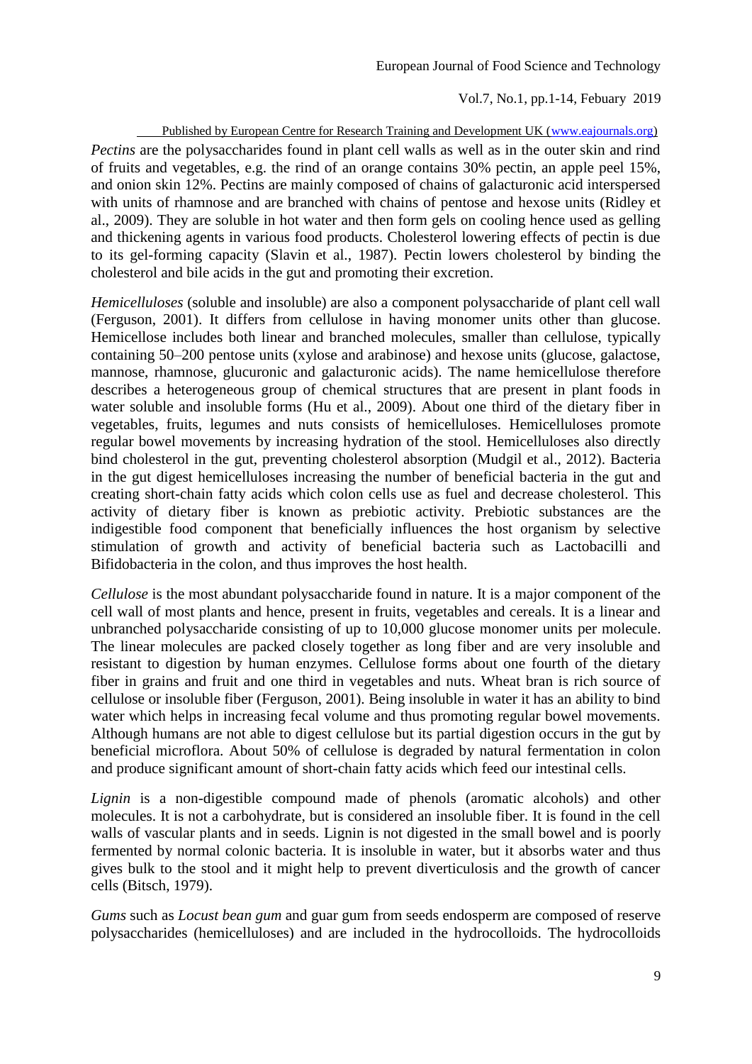*Pectins* are the polysaccharides found in plant cell walls as well as in the outer skin and rind of fruits and vegetables, e.g. the rind of an orange contains 30% pectin, an apple peel 15%, and onion skin 12%. Pectins are mainly composed of chains of galacturonic acid interspersed with units of rhamnose and are branched with chains of pentose and hexose units (Ridley et al., 2009). They are soluble in hot water and then form gels on cooling hence used as gelling and thickening agents in various food products. Cholesterol lowering effects of pectin is due to its gel-forming capacity (Slavin et al., 1987). Pectin lowers cholesterol by binding the cholesterol and bile acids in the gut and promoting their excretion.

*Hemicelluloses* (soluble and insoluble) are also a component polysaccharide of plant cell wall (Ferguson, 2001). It differs from cellulose in having monomer units other than glucose. Hemicellose includes both linear and branched molecules, smaller than cellulose, typically containing 50–200 pentose units (xylose and arabinose) and hexose units (glucose, galactose, mannose, rhamnose, glucuronic and galacturonic acids). The name hemicellulose therefore describes a heterogeneous group of chemical structures that are present in plant foods in water soluble and insoluble forms (Hu et al., 2009). About one third of the dietary fiber in vegetables, fruits, legumes and nuts consists of hemicelluloses. Hemicelluloses promote regular bowel movements by increasing hydration of the stool. Hemicelluloses also directly bind cholesterol in the gut, preventing cholesterol absorption (Mudgil et al., 2012). Bacteria in the gut digest hemicelluloses increasing the number of beneficial bacteria in the gut and creating short-chain fatty acids which colon cells use as fuel and decrease cholesterol. This activity of dietary fiber is known as prebiotic activity. Prebiotic substances are the indigestible food component that beneficially influences the host organism by selective stimulation of growth and activity of beneficial bacteria such as Lactobacilli and Bifidobacteria in the colon, and thus improves the host health.

*Cellulose* is the most abundant polysaccharide found in nature. It is a major component of the cell wall of most plants and hence, present in fruits, vegetables and cereals. It is a linear and unbranched polysaccharide consisting of up to 10,000 glucose monomer units per molecule. The linear molecules are packed closely together as long fiber and are very insoluble and resistant to digestion by human enzymes. Cellulose forms about one fourth of the dietary fiber in grains and fruit and one third in vegetables and nuts. Wheat bran is rich source of cellulose or insoluble fiber (Ferguson, 2001). Being insoluble in water it has an ability to bind water which helps in increasing fecal volume and thus promoting regular bowel movements. Although humans are not able to digest cellulose but its partial digestion occurs in the gut by beneficial microflora. About 50% of cellulose is degraded by natural fermentation in colon and produce significant amount of short-chain fatty acids which feed our intestinal cells.

*Lignin* is a non-digestible compound made of phenols (aromatic alcohols) and other molecules. It is not a carbohydrate, but is considered an insoluble fiber. It is found in the cell walls of vascular plants and in seeds. Lignin is not digested in the small bowel and is poorly fermented by normal colonic bacteria. It is insoluble in water, but it absorbs water and thus gives bulk to the stool and it might help to prevent diverticulosis and the growth of cancer cells (Bitsch, 1979).

*Gums* such as *Locust bean gum* and guar gum from seeds endosperm are composed of reserve polysaccharides (hemicelluloses) and are included in the hydrocolloids. The hydrocolloids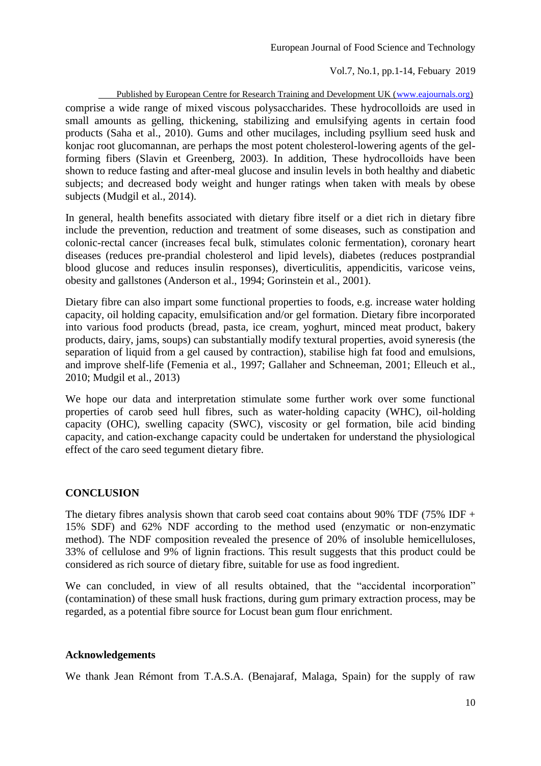comprise a wide range of mixed viscous polysaccharides. These hydrocolloids are used in small amounts as gelling, thickening, stabilizing and emulsifying agents in certain food products (Saha et al., 2010). Gums and other mucilages, including psyllium seed husk and konjac root glucomannan, are perhaps the most potent cholesterol-lowering agents of the gel-forming fibers (Slavin et Greenberg, 2003). In addition, These hydrocolloids have been shown to reduce fasting and after-meal glucose and insulin levels in both healthy and diabetic subjects; and decreased body weight and hunger ratings when taken with meals by obese subjects (Mudgil et al., 2014).

In general, health benefits associated with dietary fibre itself or a diet rich in dietary fibre include the prevention, reduction and treatment of some diseases, such as constipation and colonic-rectal cancer (increases fecal bulk, stimulates colonic fermentation), coronary heart diseases (reduces pre-prandial cholesterol and lipid levels), diabetes (reduces postprandial blood glucose and reduces insulin responses), diverticulitis, appendicitis, varicose veins, obesity and gallstones (Anderson et al., 1994; Gorinstein et al., 2001).

Dietary fibre can also impart some functional properties to foods, e.g. increase water holding capacity, oil holding capacity, emulsification and/or gel formation. Dietary fibre incorporated into various food products (bread, pasta, ice cream, yoghurt, minced meat product, bakery products, dairy, jams, soups) can substantially modify textural properties, avoid syneresis (the separation of liquid from a gel caused by contraction), stabilise high fat food and emulsions, and improve shelf-life (Femenia et al., 1997; Gallaher and Schneeman, 2001; Elleuch et al., 2010; Mudgil et al., 2013)

We hope our data and interpretation stimulate some further work over some functional properties of carob seed hull fibres, such as water-holding capacity (WHC), oil-holding capacity (OHC), swelling capacity (SWC), viscosity or gel formation, bile acid binding capacity, and cation-exchange capacity could be undertaken for understand the physiological effect of the caro seed tegument dietary fibre.

## CONCLUSION

The dietary fibres analysis shown that carob seed coat contains about 90% TDF (75% IDF + 15% SDF) and 62% NDF according to the method used (enzymatic or non-enzymatic method). The NDF composition revealed the presence of 20% of insoluble hemicelluloses, 33% of cellulose and 9% of lignin fractions. This result suggests that this product could be considered as rich source of dietary fibre, suitable for use as food ingredient.

We can concluded, in view of all results obtained, that the "accidental incorporation" (contamination) of these small husk fractions, during gum primary extraction process, may be regarded, as a potential fibre source for Locust bean gum flour enrichment.

### Acknowledgements

We thank Jean Rémont from T.A.S.A. (Benajaraf, Malaga, Spain) for the supply of raw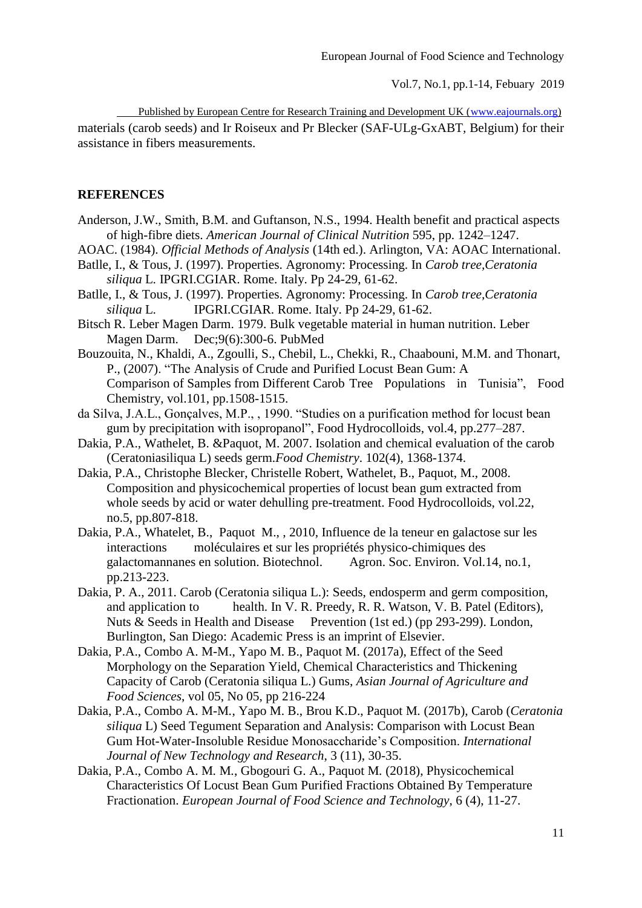materials (carob seeds) and Ir Roiseux and Pr Blecker (SAF-ULg-GxABT, Belgium) for their assistance in fibers measurements.

## REFERENCES

Anderson, J.W., Smith, B.M. and Guftanson, N.S., 1994. Health benefit and practical aspects of high-fibre diets. *American Journal of Clinical Nutrition* 595, pp. 1242–1247.

AOAC. (1984). *Official Methods of Analysis* (14th ed.). Arlington, VA: AOAC International.

Batlle, I., & Tous, J. (1997). Properties. Agronomy: Processing. In *Carob tree,Ceratonia siliqua* L. IPGRI.CGIAR. Rome. Italy. Pp 24-29, 61-62.

Batlle, I., & Tous, J. (1997). Properties. Agronomy: Processing. In *Carob tree,Ceratonia siliqua* L. IPGRI.CGIAR. Rome. Italy. Pp 24-29, 61-62.

Bitsch R. Leber Magen Darm. 1979. Bulk vegetable material in human nutrition. Leber Magen Darm. Dec;9(6):300-6. PubMed

Bouzouita, N., Khaldi, A., Zgoulli, S., Chebil, L., Chekki, R., Chaabouni, M.M. and Thonart, P., (2007). "The Analysis of Crude and Purified Locust Bean Gum: A Comparison of Samples from Different Carob Tree Populations in Tunisia", Food Chemistry, vol.101, pp.1508-1515.

da Silva, J.A.L., Gonçalves, M.P., , 1990. "Studies on a purification method for locust bean gum by precipitation with isopropanol", Food Hydrocolloids, vol.4, pp.277–287.

Dakia, P.A., Wathelet, B. &Paquot, M. 2007. Isolation and chemical evaluation of the carob (Ceratoniasiliqua L) seeds germ.*Food Chemistry*. 102(4), 1368-1374.

Dakia, P.A., Christophe Blecker, Christelle Robert, Wathelet, B., Paquot, M., 2008. Composition and physicochemical properties of locust bean gum extracted from whole seeds by acid or water dehulling pre-treatment. Food Hydrocolloids, vol.22, no.5, pp.807-818.

Dakia, P.A., Whatelet, B., Paquot M., , 2010, Influence de la teneur en galactose sur les interactions moléculaires et sur les propriétés physico-chimiques des galactomannanes en solution. Biotechnol. Agron. Soc. Environ. Vol.14, no.1, pp.213-223.

Dakia, P. A., 2011. Carob (Ceratonia siliqua L.): Seeds, endosperm and germ composition, and application to health. In V. R. Preedy, R. R. Watson, V. B. Patel (Editors), Nuts & Seeds in Health and Disease Prevention (1st ed.) (pp 293-299). London, Burlington, San Diego: Academic Press is an imprint of Elsevier.

Dakia, P.A., Combo A. M-M., Yapo M. B., Paquot M. (2017a), Effect of the Seed Morphology on the Separation Yield, Chemical Characteristics and Thickening Capacity of Carob (Ceratonia siliqua L.) Gums, *Asian Journal of Agriculture and Food Sciences*, vol 05, No 05, pp 216-224

Dakia, P.A., Combo A. M-M., Yapo M. B., Brou K.D., Paquot M. (2017b), Carob (*Ceratonia siliqua* L) Seed Tegument Separation and Analysis: Comparison with Locust Bean Gum Hot-Water-Insoluble Residue Monosaccharide's Composition. *International Journal of New Technology and Research*, 3 (11), 30-35.

Dakia, P.A., Combo A. M. M., Gbogouri G. A., Paquot M. (2018), Physicochemical Characteristics Of Locust Bean Gum Purified Fractions Obtained By Temperature Fractionation. *European Journal of Food Science and Technology*, 6 (4), 11-27.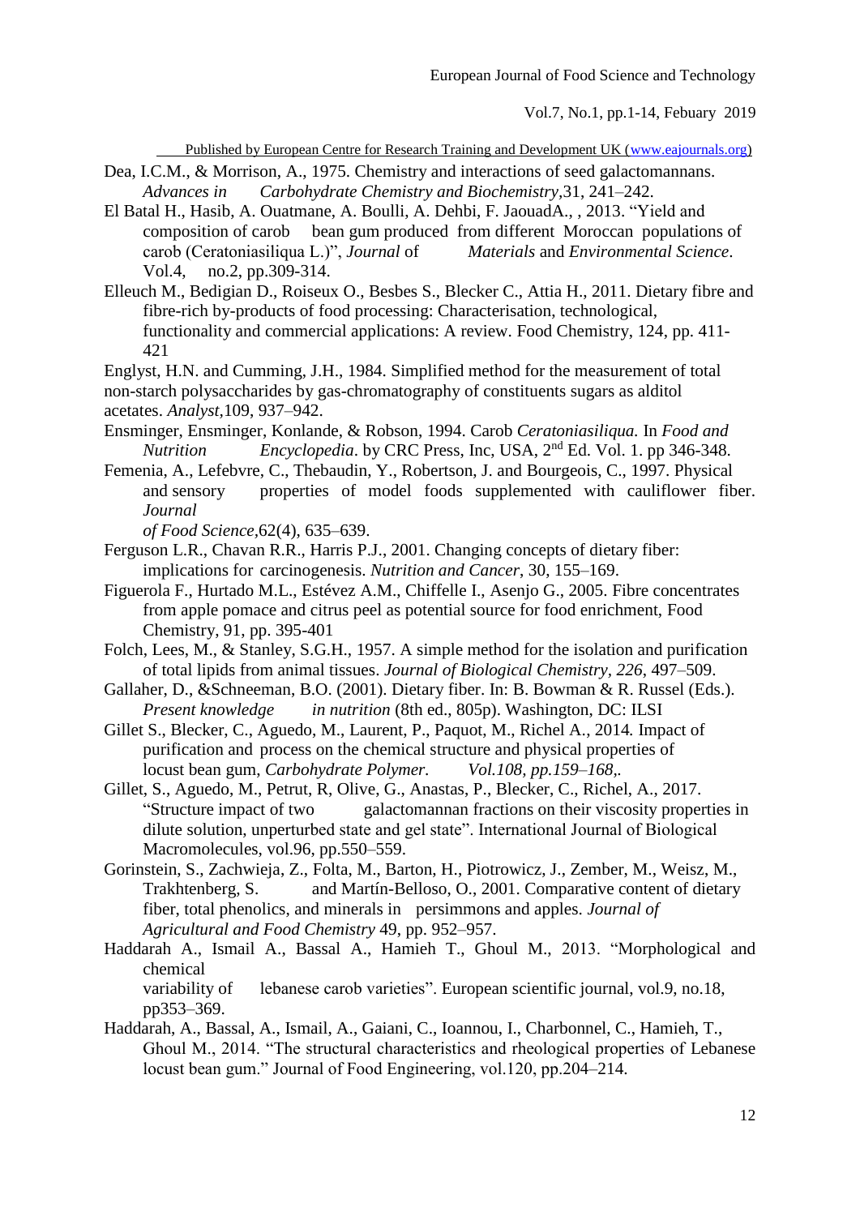Dea, I.C.M., & Morrison, A., 1975. Chemistry and interactions of seed galactomannans. *Advances in Carbohydrate Chemistry and Biochemistry*,31, 241–242.

El Batal H., Hasib, A. Ouatmane, A. Boulli, A. Dehbi, F. JaouadA., , 2013. "Yield and composition of carob bean gum produced from different Moroccan populations of carob (Ceratoniasiliqua L.)", *Journal* of *Materials* and *Environmental Science*. Vol.4, no.2, pp.309-314.

Elleuch M., Bedigian D., Roiseux O., Besbes S., Blecker C., Attia H., 2011. Dietary fibre and fibre-rich by-products of food processing: Characterisation, technological, functionality and commercial applications: A review. Food Chemistry, 124, pp. 411-421

Englyst, H.N. and Cumming, J.H., 1984. Simplified method for the measurement of total non-starch polysaccharides by gas-chromatography of constituents sugars as alditol acetates. *Analyst*,109, 937–942.

Ensminger, Ensminger, Konlande, & Robson, 1994. Carob *Ceratoniasiliqua.* In *Food and Nutrition Encyclopedia*. by CRC Press, Inc, USA, 2nd Ed. Vol. 1. pp 346-348.

Femenia, A., Lefebvre, C., Thebaudin, Y., Robertson, J. and Bourgeois, C., 1997. Physical and sensory properties of model foods supplemented with cauliflower fiber. *Journal of Food Science*,62(4), 635–639.

Ferguson L.R., Chavan R.R., Harris P.J., 2001. Changing concepts of dietary fiber: implications for carcinogenesis. *Nutrition and Cancer*, 30, 155–169.

Figuerola F., Hurtado M.L., Estévez A.M., Chiffelle I., Asenjo G., 2005. Fibre concentrates from apple pomace and citrus peel as potential source for food enrichment, Food Chemistry, 91, pp. 395-401

Folch, Lees, M., & Stanley, S.G.H., 1957. A simple method for the isolation and purification of total lipids from animal tissues. *Journal of Biological Chemistry, 226*, 497–509.

Gallaher, D., &Schneeman, B.O. (2001). Dietary fiber. In: B. Bowman & R. Russel (Eds.). *Present knowledge in nutrition* (8th ed., 805p). Washington, DC: ILSI

Gillet S., Blecker, C., Aguedo, M., Laurent, P., Paquot, M., Richel A., 2014*.* Impact of purification and process on the chemical structure and physical properties of locust bean gum, *Carbohydrate Polymer. Vol.108, pp.159–168,.*

Gillet, S., Aguedo, M., Petrut, R, Olive, G., Anastas, P., Blecker, C., Richel, A., 2017. "Structure impact of two galactomannan fractions on their viscosity properties in dilute solution, unperturbed state and gel state". International Journal of Biological Macromolecules, vol.96, pp.550–559.

Gorinstein, S., Zachwieja, Z., Folta, M., Barton, H., Piotrowicz, J., Zember, M., Weisz, M., Trakhtenberg, S. and Martín-Belloso, O., 2001. Comparative content of dietary fiber, total phenolics, and minerals in persimmons and apples. *Journal of Agricultural and Food Chemistry* 49, pp. 952–957.

Haddarah A., Ismail A., Bassal A., Hamieh T., Ghoul M., 2013. "Morphological and chemical variability of lebanese carob varieties". European scientific journal, vol.9, no.18, pp353–369.

Haddarah, A., Bassal, A., Ismail, A., Gaiani, C., Ioannou, I., Charbonnel, C., Hamieh, T., Ghoul M., 2014. "The structural characteristics and rheological properties of Lebanese locust bean gum." Journal of Food Engineering, vol.120, pp.204–214.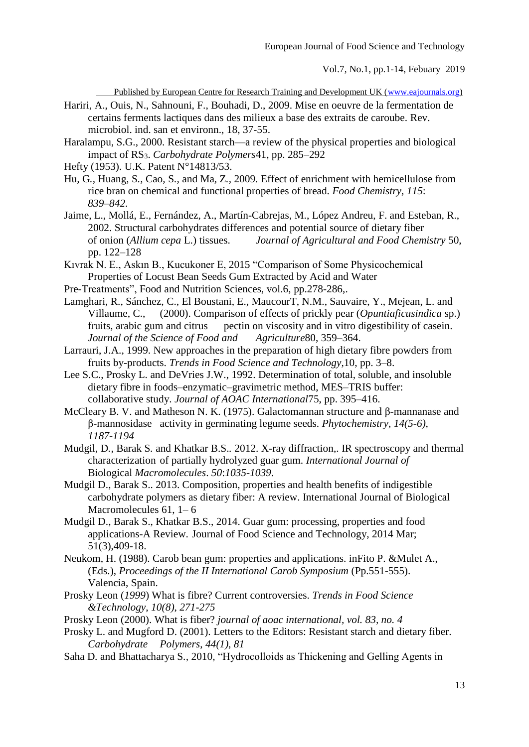Hariri, A., Ouis, N., Sahnouni, F., Bouhadi, D., 2009. Mise en oeuvre de la fermentation de certains ferments lactiques dans des milieux a base des extraits de caroube. Rev. microbiol. ind. san et environn., 18, 37-55.

Haralampu, S.G., 2000. Resistant starch—a review of the physical properties and biological impact of $RS_3$. *Carbohydrate Polymers*41, pp. 285–292

Hefty (1953). U.K. Patent N°14813/53.

Hu, G., Huang, S., Cao, S., and Ma, Z., 2009. Effect of enrichment with hemicellulose from rice bran on chemical and functional properties of bread. *Food Chemistry*, *115*: *839–842*.

Jaime, L., Mollá, E., Fernández, A., Martín-Cabrejas, M., López Andreu, F. and Esteban, R., 2002. Structural carbohydrates differences and potential source of dietary fiber of onion (*Allium cepa* L.) tissues. *Journal of Agricultural and Food Chemistry* 50, pp. 122–128

Kıvrak N. E., Askın B., Kucukoner E, 2015 “Comparison of Some Physicochemical Properties of Locust Bean Seeds Gum Extracted by Acid and Water Pre-Treatments”, Food and Nutrition Sciences, vol.6, pp.278-286,.

Lamghari, R., Sánchez, C., El Boustani, E., MaucourT, N.M., Sauvaire, Y., Mejean, L. and Villaume, C., (2000). Comparison of effects of prickly pear (*Opuntiaficusindica* sp.) fruits, arabic gum and citrus pectin on viscosity and in vitro digestibility of casein. *Journal of the Science of Food and Agriculture*80, 359–364.

Larrauri, J.A., 1999. New approaches in the preparation of high dietary fibre powders from fruits by-products. *Trends in Food Science and Technology*,10, pp. 3–8.

Lee S.C., Prosky L. and DeVries J.W., 1992. Determination of total, soluble, and insoluble dietary fibre in foods–enzymatic–gravimetric method, MES–TRIS buffer: collaborative study. *Journal of AOAC International*75, pp. 395–416.

McCleary B. V. and Matheson N. K. (1975). Galactomannan structure and β-mannanase and β-mannosidase activity in germinating legume seeds. *Phytochemistry*, *14(5-6)*, *1187-1194*

Mudgil, D., Barak S. and Khatkar B.S.. 2012. X-ray diffraction,. IR spectroscopy and thermal characterization of partially hydrolyzed guar gum. *International Journal of* Biological *Macromolecules*. *50*:*1035-1039*.

Mudgil D., Barak S.. 2013. Composition, properties and health benefits of indigestible carbohydrate polymers as dietary fiber: A review. International Journal of Biological Macromolecules 61, 1– 6

Mudgil D., Barak S., Khatkar B.S., 2014. Guar gum: processing, properties and food applications-A Review. Journal of Food Science and Technology, 2014 Mar; 51(3),409-18.

Neukom, H. (1988). Carob bean gum: properties and applications. inFito P. &Mulet A., (Eds.), *Proceedings of the II International Carob Symposium* (Pp.551-555). Valencia, Spain.

Prosky Leon (*1999*) What is fibre? Current controversies. *Trends in Food Science &Technology*, *10(8)*, *271-275*

Prosky Leon (2000). What is fiber? *journal of aoac international*, *vol. 83, no. 4*

Prosky L. and Mugford D. (2001). Letters to the Editors: Resistant starch and dietary fiber. *Carbohydrate Polymers*, *44(1)*, *81*

Saha D. and Bhattacharya S., 2010, “Hydrocolloids as Thickening and Gelling Agents in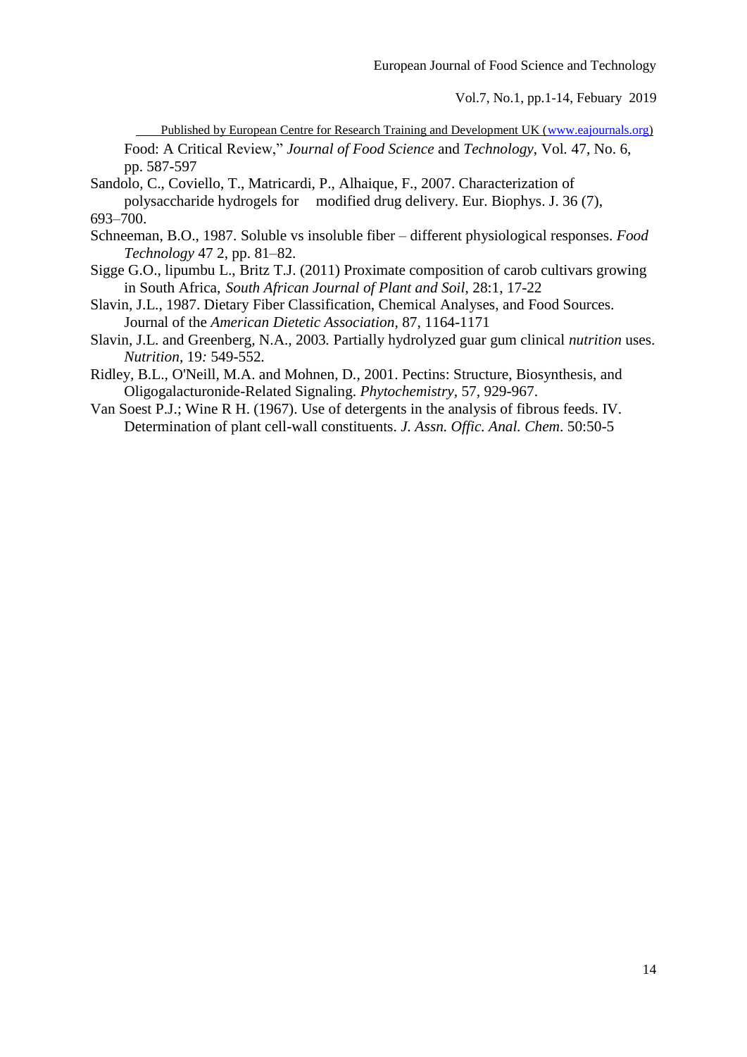Food: A Critical Review," *Journal of Food Science* and *Technology*, Vol. 47, No. 6, pp. 587-597

Sandolo, C., Coviello, T., Matricardi, P., Alhaique, F., 2007. Characterization of polysaccharide hydrogels for modified drug delivery. Eur. Biophys. J. 36 (7), 693–700.

Schneeman, B.O., 1987. Soluble vs insoluble fiber – different physiological responses. *Food Technology* 47 2, pp. 81–82.

Sigge G.O., lipumbu L., Britz T.J. (2011) Proximate composition of carob cultivars growing in South Africa, *South African Journal of Plant and Soil*, 28:1, 17-22

Slavin, J.L., 1987. Dietary Fiber Classification, Chemical Analyses, and Food Sources. Journal of the *American Dietetic Association*, 87, 1164-1171

Slavin, J.L. and Greenberg, N.A., 2003. Partially hydrolyzed guar gum clinical *nutrition* uses. *Nutrition*, 19*:* 549-552*.*

Ridley, B.L., O'Neill, M.A. and Mohnen, D., 2001. Pectins: Structure, Biosynthesis, and Oligogalacturonide-Related Signaling. *Phytochemistry*, 57, 929-967.

Van Soest P.J.; Wine R H. (1967). Use of detergents in the analysis of fibrous feeds. IV. Determination of plant cell-wall constituents. *J. Assn. Offic. Anal. Chem*. 50:50-5